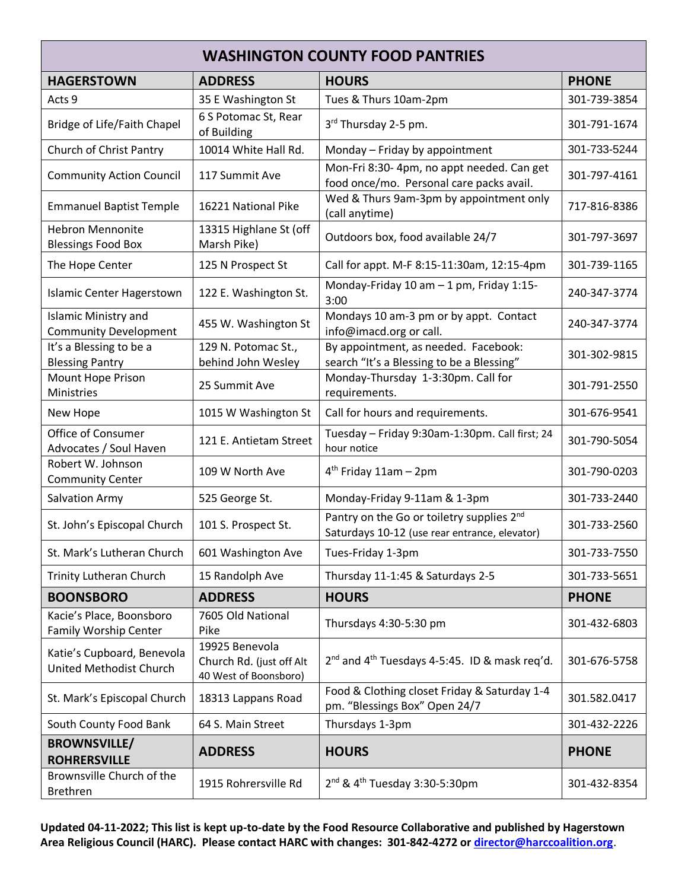# WASHINGTON COUNTY FOOD PANTRIES

| HAGERSTOWN | ADDRESS | HOURS | PHONE |
|---|---|---|---|
| Acts 9 | 35 E Washington St | Tues & Thurs 10am-2pm | 301-739-3854 |
| Bridge of Life/Faith Chapel | 6 S Potomac St, Rear of Building | 3rd Thursday 2-5 pm. | 301-791-1674 |
| Church of Christ Pantry | 10014 White Hall Rd. | Monday – Friday by appointment | 301-733-5244 |
| Community Action Council | 117 Summit Ave | Mon-Fri 8:30- 4pm, no appt needed. Can get food once/mo. Personal care packs avail. | 301-797-4161 |
| Emmanuel Baptist Temple | 16221 National Pike | Wed & Thurs 9am-3pm by appointment only (call anytime) | 717-816-8386 |
| Hebron Mennonite Blessings Food Box | 13315 Highlane St (off Marsh Pike) | Outdoors box, food available 24/7 | 301-797-3697 |
| The Hope Center | 125 N Prospect St | Call for appt. M-F 8:15-11:30am, 12:15-4pm | 301-739-1165 |
| Islamic Center Hagerstown | 122 E. Washington St. | Monday-Friday 10 am – 1 pm, Friday 1:15-3:00 | 240-347-3774 |
| Islamic Ministry and Community Development | 455 W. Washington St | Mondays 10 am-3 pm or by appt. Contact info@imacd.org or call. | 240-347-3774 |
| It's a Blessing to be a Blessing Pantry | 129 N. Potomac St., behind John Wesley | By appointment, as needed. Facebook: search "It's a Blessing to be a Blessing" | 301-302-9815 |
| Mount Hope Prison Ministries | 25 Summit Ave | Monday-Thursday 1-3:30pm. Call for requirements. | 301-791-2550 |
| New Hope | 1015 W Washington St | Call for hours and requirements. | 301-676-9541 |
| Office of Consumer Advocates / Soul Haven | 121 E. Antietam Street | Tuesday – Friday 9:30am-1:30pm. Call first; 24 hour notice | 301-790-5054 |
| Robert W. Johnson Community Center | 109 W North Ave | 4th Friday 11am – 2pm | 301-790-0203 |
| Salvation Army | 525 George St. | Monday-Friday 9-11am & 1-3pm | 301-733-2440 |
| St. John's Episcopal Church | 101 S. Prospect St. | Pantry on the Go or toiletry supplies 2nd Saturdays 10-12 (use rear entrance, elevator) | 301-733-2560 |
| St. Mark's Lutheran Church | 601 Washington Ave | Tues-Friday 1-3pm | 301-733-7550 |
| Trinity Lutheran Church | 15 Randolph Ave | Thursday 11-1:45 & Saturdays 2-5 | 301-733-5651 |
| **BOONSBORO** | **ADDRESS** | **HOURS** | **PHONE** |
| Kacie's Place, Boonsboro Family Worship Center | 7605 Old National Pike | Thursdays 4:30-5:30 pm | 301-432-6803 |
| Katie's Cupboard, Benevola United Methodist Church | 19925 Benevola Church Rd. (just off Alt 40 West of Boonsboro) | 2nd and 4th Tuesdays 4-5:45. ID & mask req'd. | 301-676-5758 |
| St. Mark's Episcopal Church | 18313 Lappans Road | Food & Clothing closet Friday & Saturday 1-4 pm. "Blessings Box" Open 24/7 | 301.582.0417 |
| South County Food Bank | 64 S. Main Street | Thursdays 1-3pm | 301-432-2226 |
| **BROWNSVILLE/ ROHRERSVILLE** | **ADDRESS** | **HOURS** | **PHONE** |
| Brownsville Church of the Brethren | 1915 Rohrersville Rd | 2nd & 4th Tuesday 3:30-5:30pm | 301-432-8354 |

**Updated 04-11-2022; This list is kept up-to-date by the Food Resource Collaborative and published by Hagerstown Area Religious Council (HARC). Please contact HARC with changes: 301-842-4272 or director@harccoalition.org.**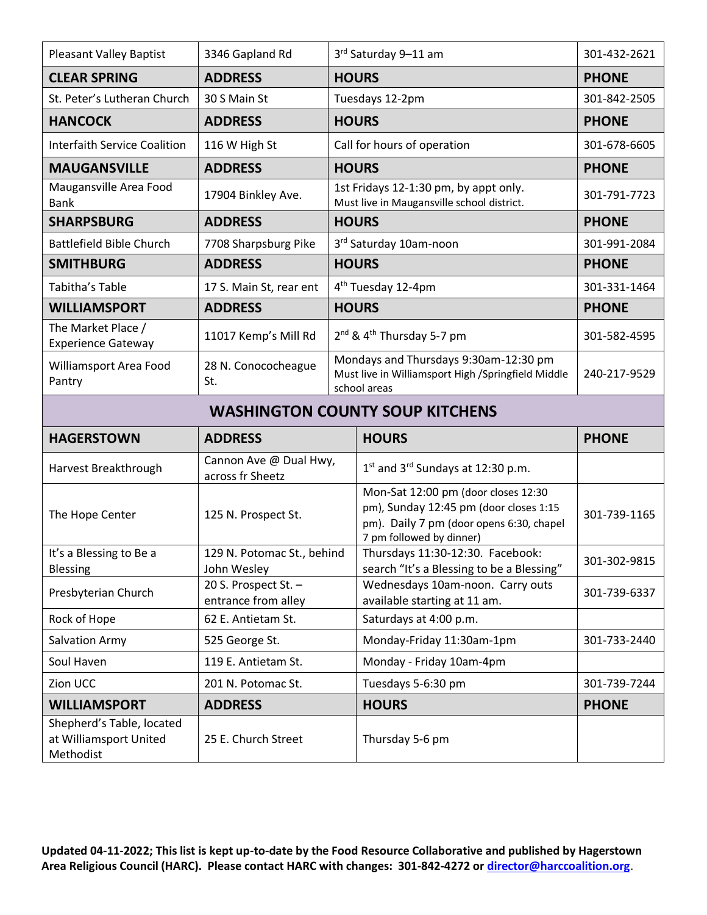| Pleasant Valley Baptist | 3346 Gapland Rd | 3rd Saturday 9–11 am | 301-432-2621 |
|---|---|---|---|
| **CLEAR SPRING** | **ADDRESS** | **HOURS** | **PHONE** |
| St. Peter's Lutheran Church | 30 S Main St | Tuesdays 12-2pm | 301-842-2505 |
| **HANCOCK** | **ADDRESS** | **HOURS** | **PHONE** |
| Interfaith Service Coalition | 116 W High St | Call for hours of operation | 301-678-6605 |
| **MAUGANSVILLE** | **ADDRESS** | **HOURS** | **PHONE** |
| Maugansville Area Food Bank | 17904 Binkley Ave. | 1st Fridays 12-1:30 pm, by appt only. Must live in Maugansville school district. | 301-791-7723 |
| **SHARPSBURG** | **ADDRESS** | **HOURS** | **PHONE** |
| Battlefield Bible Church | 7708 Sharpsburg Pike | 3rd Saturday 10am-noon | 301-991-2084 |
| **SMITHBURG** | **ADDRESS** | **HOURS** | **PHONE** |
| Tabitha's Table | 17 S. Main St, rear ent | 4th Tuesday 12-4pm | 301-331-1464 |
| **WILLIAMSPORT** | **ADDRESS** | **HOURS** | **PHONE** |
| The Market Place / Experience Gateway | 11017 Kemp's Mill Rd | 2nd & 4th Thursday 5-7 pm | 301-582-4595 |
| Williamsport Area Food Pantry | 28 N. Conococheague St. | Mondays and Thursdays 9:30am-12:30 pm Must live in Williamsport High /Springfield Middle school areas | 240-217-9529 |

## WASHINGTON COUNTY SOUP KITCHENS

| **HAGERSTOWN** | **ADDRESS** | **HOURS** | **PHONE** |
|---|---|---|---|
| Harvest Breakthrough | Cannon Ave @ Dual Hwy, across fr Sheetz | 1st and 3rd Sundays at 12:30 p.m. | |
| The Hope Center | 125 N. Prospect St. | Mon-Sat 12:00 pm (door closes 12:30 pm), Sunday 12:45 pm (door closes 1:15 pm). Daily 7 pm (door opens 6:30, chapel 7 pm followed by dinner) | 301-739-1165 |
| It's a Blessing to Be a Blessing | 129 N. Potomac St., behind John Wesley | Thursdays 11:30-12:30. Facebook: search "It's a Blessing to be a Blessing" | 301-302-9815 |
| Presbyterian Church | 20 S. Prospect St. – entrance from alley | Wednesdays 10am-noon. Carry outs available starting at 11 am. | 301-739-6337 |
| Rock of Hope | 62 E. Antietam St. | Saturdays at 4:00 p.m. | |
| Salvation Army | 525 George St. | Monday-Friday 11:30am-1pm | 301-733-2440 |
| Soul Haven | 119 E. Antietam St. | Monday - Friday 10am-4pm | |
| Zion UCC | 201 N. Potomac St. | Tuesdays 5-6:30 pm | 301-739-7244 |
| **WILLIAMSPORT** | **ADDRESS** | **HOURS** | **PHONE** |
| Shepherd's Table, located at Williamsport United Methodist | 25 E. Church Street | Thursday 5-6 pm | |

**Updated 04-11-2022; This list is kept up-to-date by the Food Resource Collaborative and published by Hagerstown Area Religious Council (HARC). Please contact HARC with changes: 301-842-4272 or director@harccoalition.org.**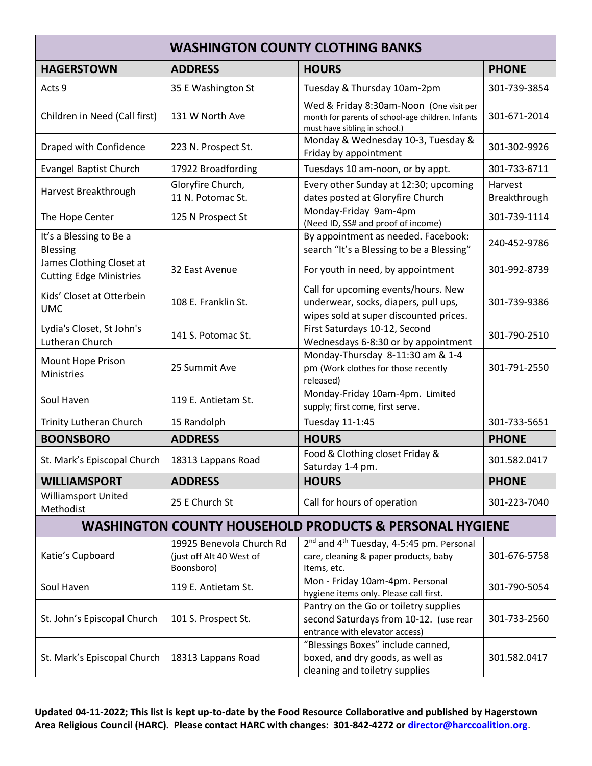## WASHINGTON COUNTY CLOTHING BANKS

| HAGERSTOWN | ADDRESS | HOURS | PHONE |
|---|---|---|---|
| Acts 9 | 35 E Washington St | Tuesday & Thursday 10am-2pm | 301-739-3854 |
| Children in Need (Call first) | 131 W North Ave | Wed & Friday 8:30am-Noon (One visit per month for parents of school-age children. Infants must have sibling in school.) | 301-671-2014 |
| Draped with Confidence | 223 N. Prospect St. | Monday & Wednesday 10-3, Tuesday & Friday by appointment | 301-302-9926 |
| Evangel Baptist Church | 17922 Broadfording | Tuesdays 10 am-noon, or by appt. | 301-733-6711 |
| Harvest Breakthrough | Gloryfire Church, 11 N. Potomac St. | Every other Sunday at 12:30; upcoming dates posted at Gloryfire Church | Harvest Breakthrough |
| The Hope Center | 125 N Prospect St | Monday-Friday 9am-4pm (Need ID, SS# and proof of income) | 301-739-1114 |
| It's a Blessing to Be a Blessing | | By appointment as needed. Facebook: search "It's a Blessing to be a Blessing" | 240-452-9786 |
| James Clothing Closet at Cutting Edge Ministries | 32 East Avenue | For youth in need, by appointment | 301-992-8739 |
| Kids' Closet at Otterbein UMC | 108 E. Franklin St. | Call for upcoming events/hours. New underwear, socks, diapers, pull ups, wipes sold at super discounted prices. | 301-739-9386 |
| Lydia's Closet, St John's Lutheran Church | 141 S. Potomac St. | First Saturdays 10-12, Second Wednesdays 6-8:30 or by appointment | 301-790-2510 |
| Mount Hope Prison Ministries | 25 Summit Ave | Monday-Thursday 8-11:30 am & 1-4 pm (Work clothes for those recently released) | 301-791-2550 |
| Soul Haven | 119 E. Antietam St. | Monday-Friday 10am-4pm. Limited supply; first come, first serve. | |
| Trinity Lutheran Church | 15 Randolph | Tuesday 11-1:45 | 301-733-5651 |
| **BOONSBORO** | **ADDRESS** | **HOURS** | **PHONE** |
| St. Mark's Episcopal Church | 18313 Lappans Road | Food & Clothing closet Friday & Saturday 1-4 pm. | 301.582.0417 |
| **WILLIAMSPORT** | **ADDRESS** | **HOURS** | **PHONE** |
| Williamsport United Methodist | 25 E Church St | Call for hours of operation | 301-223-7040 |

## WASHINGTON COUNTY HOUSEHOLD PRODUCTS & PERSONAL HYGIENE

| | | | |
|---|---|---|---|
| Katie's Cupboard | 19925 Benevola Church Rd (just off Alt 40 West of Boonsboro) | 2nd and 4th Tuesday, 4-5:45 pm. Personal care, cleaning & paper products, baby Items, etc. | 301-676-5758 |
| Soul Haven | 119 E. Antietam St. | Mon - Friday 10am-4pm. Personal hygiene items only. Please call first. | 301-790-5054 |
| St. John's Episcopal Church | 101 S. Prospect St. | Pantry on the Go or toiletry supplies second Saturdays from 10-12. (use rear entrance with elevator access) | 301-733-2560 |
| St. Mark's Episcopal Church | 18313 Lappans Road | "Blessings Boxes" include canned, boxed, and dry goods, as well as cleaning and toiletry supplies | 301.582.0417 |

**Updated 04-11-2022; This list is kept up-to-date by the Food Resource Collaborative and published by Hagerstown Area Religious Council (HARC). Please contact HARC with changes: 301-842-4272 or director@harccoalition.org.**